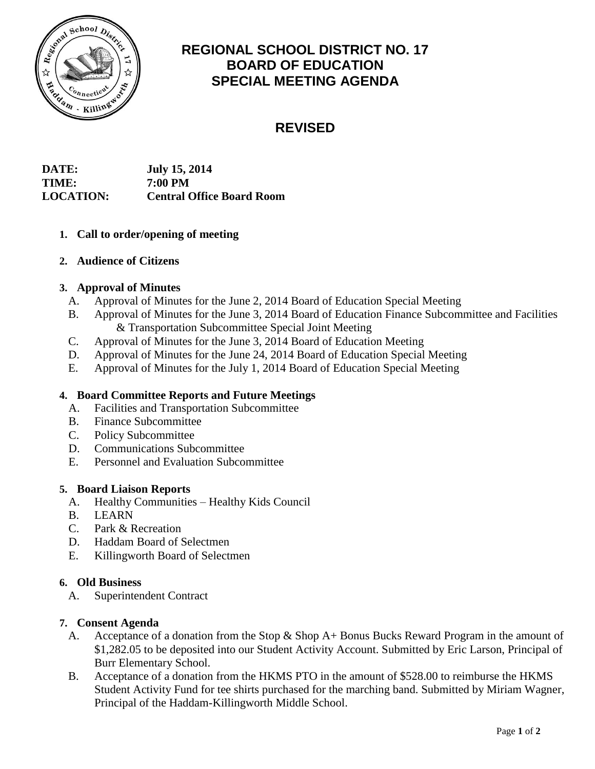# REGIONAL SCHOOL DISTRICT NO. 17
# BOARD OF EDUCATION
# SPECIAL MEETING AGENDA

## REVISED

**DATE:** **July 15, 2014**
**TIME:** **7:00 PM**
**LOCATION:** **Central Office Board Room**

1. **Call to order/opening of meeting**

2. **Audience of Citizens**

3. **Approval of Minutes**
   - A. Approval of Minutes for the June 2, 2014 Board of Education Special Meeting
   - B. Approval of Minutes for the June 3, 2014 Board of Education Finance Subcommittee and Facilities & Transportation Subcommittee Special Joint Meeting
   - C. Approval of Minutes for the June 3, 2014 Board of Education Meeting
   - D. Approval of Minutes for the June 24, 2014 Board of Education Special Meeting
   - E. Approval of Minutes for the July 1, 2014 Board of Education Special Meeting

4. **Board Committee Reports and Future Meetings**
   - A. Facilities and Transportation Subcommittee
   - B. Finance Subcommittee
   - C. Policy Subcommittee
   - D. Communications Subcommittee
   - E. Personnel and Evaluation Subcommittee

5. **Board Liaison Reports**
   - A. Healthy Communities – Healthy Kids Council
   - B. LEARN
   - C. Park & Recreation
   - D. Haddam Board of Selectmen
   - E. Killingworth Board of Selectmen

6. **Old Business**
   - A. Superintendent Contract

7. **Consent Agenda**
   - A. Acceptance of a donation from the Stop & Shop A+ Bonus Bucks Reward Program in the amount of $1,282.05 to be deposited into our Student Activity Account. Submitted by Eric Larson, Principal of Burr Elementary School.
   - B. Acceptance of a donation from the HKMS PTO in the amount of $528.00 to reimburse the HKMS Student Activity Fund for tee shirts purchased for the marching band. Submitted by Miriam Wagner, Principal of the Haddam-Killingworth Middle School.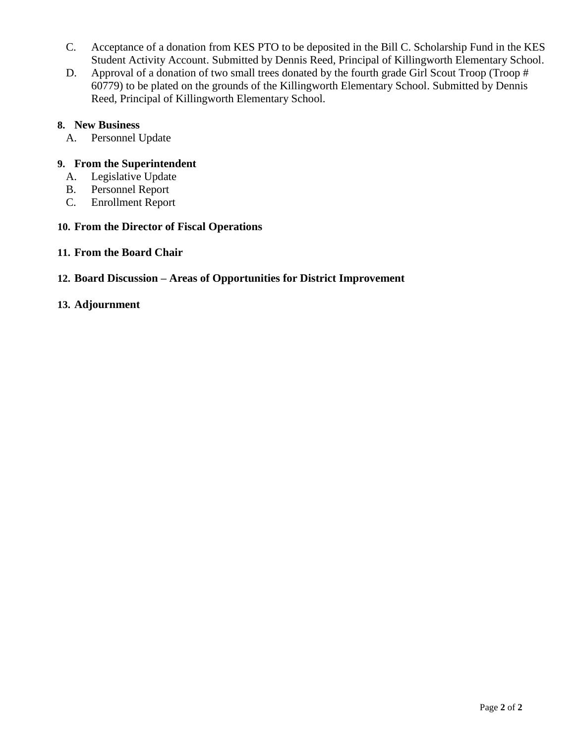C. Acceptance of a donation from KES PTO to be deposited in the Bill C. Scholarship Fund in the KES Student Activity Account. Submitted by Dennis Reed, Principal of Killingworth Elementary School.

D. Approval of a donation of two small trees donated by the fourth grade Girl Scout Troop (Troop # 60779) to be plated on the grounds of the Killingworth Elementary School. Submitted by Dennis Reed, Principal of Killingworth Elementary School.

**8. New Business**

A. Personnel Update

**9. From the Superintendent**

A. Legislative Update
B. Personnel Report
C. Enrollment Report

**10. From the Director of Fiscal Operations**

**11. From the Board Chair**

**12. Board Discussion – Areas of Opportunities for District Improvement**

**13. Adjournment**